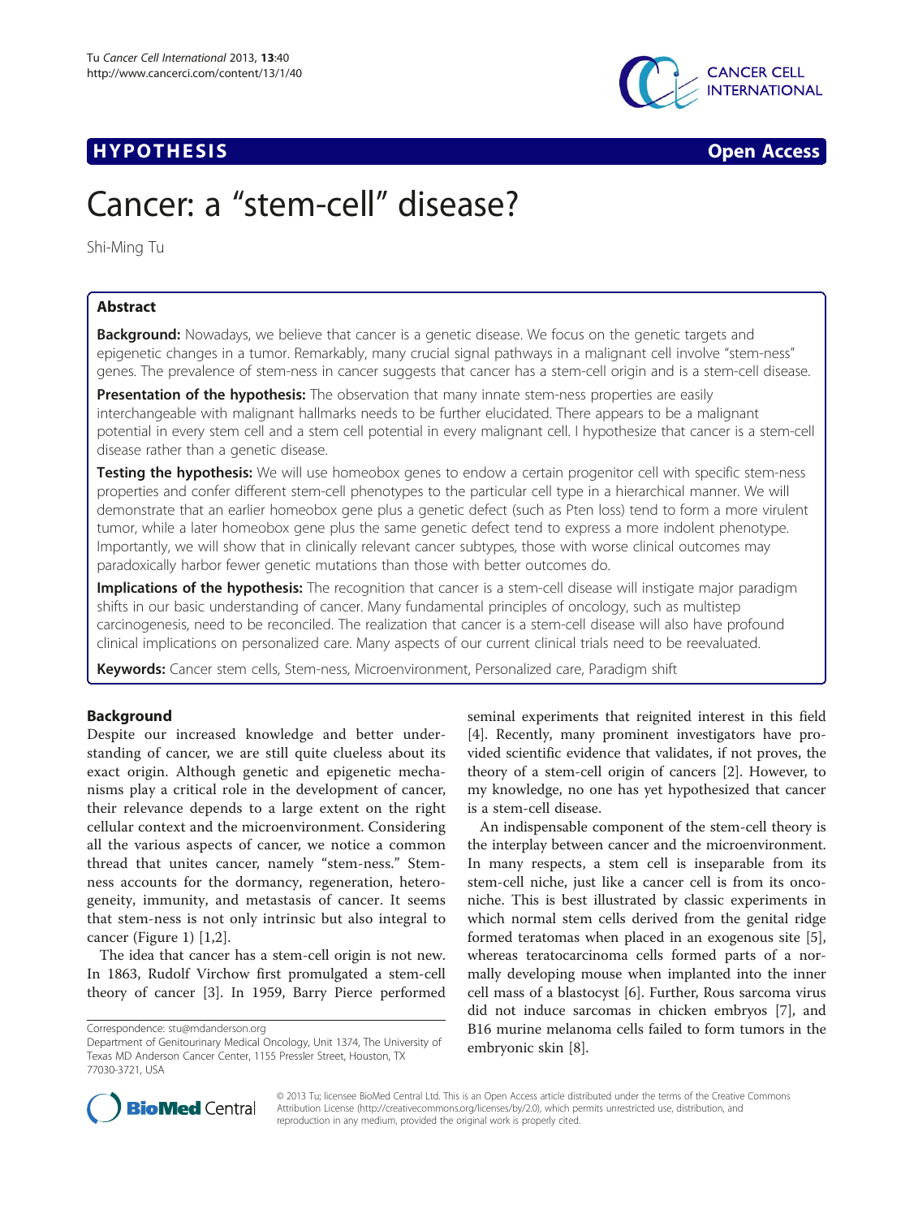**HYPOTHESIS** **Open Access**

# Cancer: a "stem-cell" disease?

Shi-Ming Tu

## Abstract

**Background:** Nowadays, we believe that cancer is a genetic disease. We focus on the genetic targets and epigenetic changes in a tumor. Remarkably, many crucial signal pathways in a malignant cell involve "stem-ness" genes. The prevalence of stem-ness in cancer suggests that cancer has a stem-cell origin and is a stem-cell disease.

**Presentation of the hypothesis:** The observation that many innate stem-ness properties are easily interchangeable with malignant hallmarks needs to be further elucidated. There appears to be a malignant potential in every stem cell and a stem cell potential in every malignant cell. I hypothesize that cancer is a stem-cell disease rather than a genetic disease.

**Testing the hypothesis:** We will use homeobox genes to endow a certain progenitor cell with specific stem-ness properties and confer different stem-cell phenotypes to the particular cell type in a hierarchical manner. We will demonstrate that an earlier homeobox gene plus a genetic defect (such as Pten loss) tend to form a more virulent tumor, while a later homeobox gene plus the same genetic defect tend to express a more indolent phenotype. Importantly, we will show that in clinically relevant cancer subtypes, those with worse clinical outcomes may paradoxically harbor fewer genetic mutations than those with better outcomes do.

**Implications of the hypothesis:** The recognition that cancer is a stem-cell disease will instigate major paradigm shifts in our basic understanding of cancer. Many fundamental principles of oncology, such as multistep carcinogenesis, need to be reconciled. The realization that cancer is a stem-cell disease will also have profound clinical implications on personalized care. Many aspects of our current clinical trials need to be reevaluated.

**Keywords:** Cancer stem cells, Stem-ness, Microenvironment, Personalized care, Paradigm shift

## Background

Despite our increased knowledge and better understanding of cancer, we are still quite clueless about its exact origin. Although genetic and epigenetic mechanisms play a critical role in the development of cancer, their relevance depends to a large extent on the right cellular context and the microenvironment. Considering all the various aspects of cancer, we notice a common thread that unites cancer, namely "stem-ness." Stem-ness accounts for the dormancy, regeneration, heterogeneity, immunity, and metastasis of cancer. It seems that stem-ness is not only intrinsic but also integral to cancer (Figure 1) [1,2].

The idea that cancer has a stem-cell origin is not new. In 1863, Rudolf Virchow first promulgated a stem-cell theory of cancer [3]. In 1959, Barry Pierce performed seminal experiments that reignited interest in this field [4]. Recently, many prominent investigators have provided scientific evidence that validates, if not proves, the theory of a stem-cell origin of cancers [2]. However, to my knowledge, no one has yet hypothesized that cancer is a stem-cell disease.

An indispensable component of the stem-cell theory is the interplay between cancer and the microenvironment. In many respects, a stem cell is inseparable from its stem-cell niche, just like a cancer cell is from its onco-niche. This is best illustrated by classic experiments in which normal stem cells derived from the genital ridge formed teratomas when placed in an exogenous site [5], whereas teratocarcinoma cells formed parts of a normally developing mouse when implanted into the inner cell mass of a blastocyst [6]. Further, Rous sarcoma virus did not induce sarcomas in chicken embryos [7], and B16 murine melanoma cells failed to form tumors in the embryonic skin [8].

Correspondence: stu@mdanderson.org
Department of Genitourinary Medical Oncology, Unit 1374, The University of Texas MD Anderson Cancer Center, 1155 Pressler Street, Houston, TX 77030-3721, USA

© 2013 Tu; licensee BioMed Central Ltd. This is an Open Access article distributed under the terms of the Creative Commons Attribution License (http://creativecommons.org/licenses/by/2.0), which permits unrestricted use, distribution, and reproduction in any medium, provided the original work is properly cited.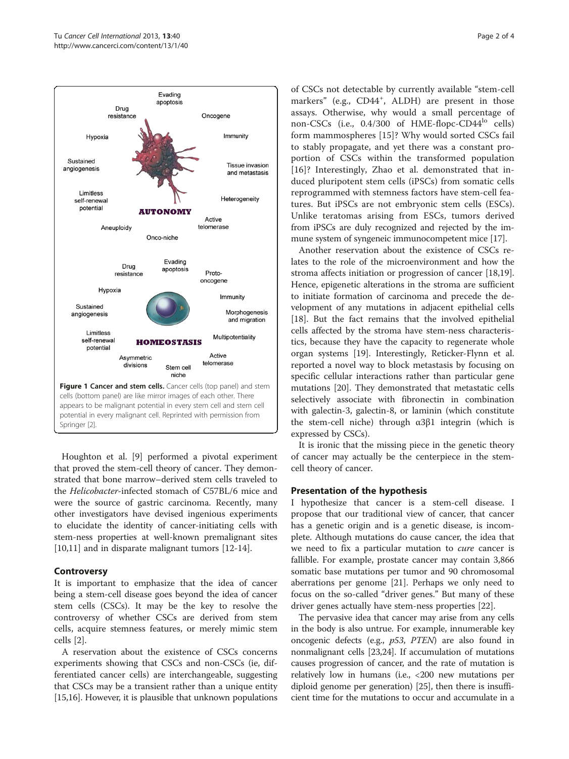Figure 1 Cancer and stem cells. Cancer cells (top panel) and stem cells (bottom panel) are like mirror images of each other. There appears to be malignant potential in every stem cell and stem cell potential in every malignant cell. Reprinted with permission from Springer [2].

Houghton et al. [9] performed a pivotal experiment that proved the stem-cell theory of cancer. They demonstrated that bone marrow–derived stem cells traveled to the *Helicobacter*-infected stomach of C57BL/6 mice and were the source of gastric carcinoma. Recently, many other investigators have devised ingenious experiments to elucidate the identity of cancer-initiating cells with stem-ness properties at well-known premalignant sites [10,11] and in disparate malignant tumors [12-14].

## Controversy

It is important to emphasize that the idea of cancer being a stem-cell disease goes beyond the idea of cancer stem cells (CSCs). It may be the key to resolve the controversy of whether CSCs are derived from stem cells, acquire stemness features, or merely mimic stem cells [2].

A reservation about the existence of CSCs concerns experiments showing that CSCs and non-CSCs (ie, differentiated cancer cells) are interchangeable, suggesting that CSCs may be a transient rather than a unique entity [15,16]. However, it is plausible that unknown populations of CSCs not detectable by currently available "stem-cell markers" (e.g., $CD44^+$, ALDH) are present in those assays. Otherwise, why would a small percentage of non-CSCs (i.e., 0.4/300 of HME-flopc-$CD44^{lo}$ cells) form mammospheres [15]? Why would sorted CSCs fail to stably propagate, and yet there was a constant proportion of CSCs within the transformed population [16]? Interestingly, Zhao et al. demonstrated that induced pluripotent stem cells (iPSCs) from somatic cells reprogrammed with stemness factors have stem-cell features. But iPSCs are not embryonic stem cells (ESCs). Unlike teratomas arising from ESCs, tumors derived from iPSCs are duly recognized and rejected by the immune system of syngeneic immunocompetent mice [17].

Another reservation about the existence of CSCs relates to the role of the microenvironment and how the stroma affects initiation or progression of cancer [18,19]. Hence, epigenetic alterations in the stroma are sufficient to initiate formation of carcinoma and precede the development of any mutations in adjacent epithelial cells [18]. But the fact remains that the involved epithelial cells affected by the stroma have stem-ness characteristics, because they have the capacity to regenerate whole organ systems [19]. Interestingly, Reticker-Flynn et al. reported a novel way to block metastasis by focusing on specific cellular interactions rather than particular gene mutations [20]. They demonstrated that metastatic cells selectively associate with fibronectin in combination with galectin-3, galectin-8, or laminin (which constitute the stem-cell niche) through α3β1 integrin (which is expressed by CSCs).

It is ironic that the missing piece in the genetic theory of cancer may actually be the centerpiece in the stem-cell theory of cancer.

## Presentation of the hypothesis

I hypothesize that cancer is a stem-cell disease. I propose that our traditional view of cancer, that cancer has a genetic origin and is a genetic disease, is incomplete. Although mutations do cause cancer, the idea that we need to fix a particular mutation to *cure* cancer is fallible. For example, prostate cancer may contain 3,866 somatic base mutations per tumor and 90 chromosomal aberrations per genome [21]. Perhaps we only need to focus on the so-called "driver genes." But many of these driver genes actually have stem-ness properties [22].

The pervasive idea that cancer may arise from any cells in the body is also untrue. For example, innumerable key oncogenic defects (e.g., *p53*, *PTEN*) are also found in nonmalignant cells [23,24]. If accumulation of mutations causes progression of cancer, and the rate of mutation is relatively low in humans (i.e., <200 new mutations per diploid genome per generation) [25], then there is insufficient time for the mutations to occur and accumulate in a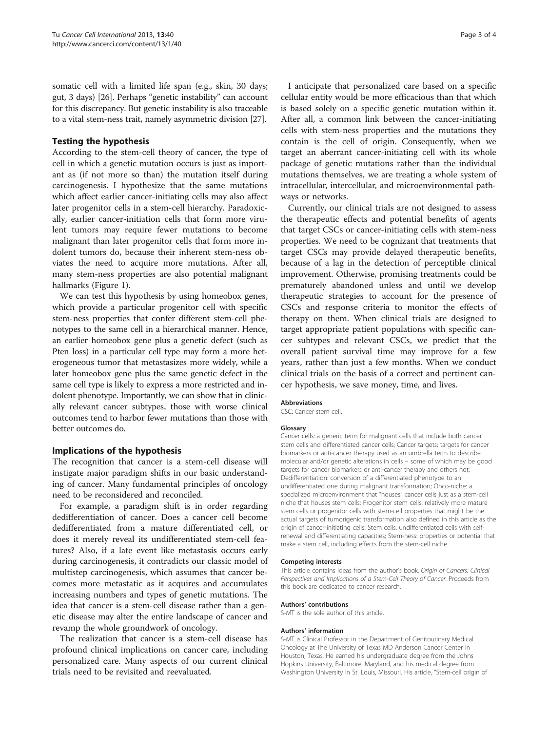somatic cell with a limited life span (e.g., skin, 30 days; gut, 3 days) [26]. Perhaps "genetic instability" can account for this discrepancy. But genetic instability is also traceable to a vital stem-ness trait, namely asymmetric division [27].

## Testing the hypothesis

According to the stem-cell theory of cancer, the type of cell in which a genetic mutation occurs is just as important as (if not more so than) the mutation itself during carcinogenesis. I hypothesize that the same mutations which affect earlier cancer-initiating cells may also affect later progenitor cells in a stem-cell hierarchy. Paradoxically, earlier cancer-initiation cells that form more virulent tumors may require fewer mutations to become malignant than later progenitor cells that form more indolent tumors do, because their inherent stem-ness obviates the need to acquire more mutations. After all, many stem-ness properties are also potential malignant hallmarks (Figure 1).

We can test this hypothesis by using homeobox genes, which provide a particular progenitor cell with specific stem-ness properties that confer different stem-cell phenotypes to the same cell in a hierarchical manner. Hence, an earlier homeobox gene plus a genetic defect (such as Pten loss) in a particular cell type may form a more heterogeneous tumor that metastasizes more widely, while a later homeobox gene plus the same genetic defect in the same cell type is likely to express a more restricted and indolent phenotype. Importantly, we can show that in clinically relevant cancer subtypes, those with worse clinical outcomes tend to harbor fewer mutations than those with better outcomes do.

## Implications of the hypothesis

The recognition that cancer is a stem-cell disease will instigate major paradigm shifts in our basic understanding of cancer. Many fundamental principles of oncology need to be reconsidered and reconciled.

For example, a paradigm shift is in order regarding dedifferentiation of cancer. Does a cancer cell become dedifferentiated from a mature differentiated cell, or does it merely reveal its undifferentiated stem-cell features? Also, if a late event like metastasis occurs early during carcinogenesis, it contradicts our classic model of multistep carcinogenesis, which assumes that cancer becomes more metastatic as it acquires and accumulates increasing numbers and types of genetic mutations. The idea that cancer is a stem-cell disease rather than a genetic disease may alter the entire landscape of cancer and revamp the whole groundwork of oncology.

The realization that cancer is a stem-cell disease has profound clinical implications on cancer care, including personalized care. Many aspects of our current clinical trials need to be revisited and reevaluated.

I anticipate that personalized care based on a specific cellular entity would be more efficacious than that which is based solely on a specific genetic mutation within it. After all, a common link between the cancer-initiating cells with stem-ness properties and the mutations they contain is the cell of origin. Consequently, when we target an aberrant cancer-initiating cell with its whole package of genetic mutations rather than the individual mutations themselves, we are treating a whole system of intracellular, intercellular, and microenvironmental pathways or networks.

Currently, our clinical trials are not designed to assess the therapeutic effects and potential benefits of agents that target CSCs or cancer-initiating cells with stem-ness properties. We need to be cognizant that treatments that target CSCs may provide delayed therapeutic benefits, because of a lag in the detection of perceptible clinical improvement. Otherwise, promising treatments could be prematurely abandoned unless and until we develop therapeutic strategies to account for the presence of CSCs and response criteria to monitor the effects of therapy on them. When clinical trials are designed to target appropriate patient populations with specific cancer subtypes and relevant CSCs, we predict that the overall patient survival time may improve for a few years, rather than just a few months. When we conduct clinical trials on the basis of a correct and pertinent cancer hypothesis, we save money, time, and lives.

#### Abbreviations

CSC: Cancer stem cell.

#### Glossary

Cancer cells: a generic term for malignant cells that include both cancer stem cells and differentiated cancer cells; Cancer targets: targets for cancer biomarkers or anti-cancer therapy used as an umbrella term to describe molecular and/or genetic alterations in cells – some of which may be good targets for cancer biomarkers or anti-cancer therapy and others not; Dedifferentiation: conversion of a differentiated phenotype to an undifferentiated one during malignant transformation; Onco-niche: a specialized microenvironment that "houses" cancer cells just as a stem-cell niche that houses stem cells; Progenitor stem cells: relatively more mature stem cells or progenitor cells with stem-cell properties that might be the actual targets of tumorigenic transformation also defined in this article as the origin of cancer-initiating cells; Stem cells: undifferentiated cells with self-renewal and differentiating capacities; Stem-ness: properties or potential that make a stem cell, including effects from the stem-cell niche.

#### Competing interests

This article contains ideas from the author's book, *Origin of Cancers: Clinical Perspectives and Implications of a Stem-Cell Theory of Cancer*. Proceeds from this book are dedicated to cancer research.

#### Authors' contributions

S-MT is the sole author of this article.

#### Authors' information

S-MT is Clinical Professor in the Department of Genitourinary Medical Oncology at The University of Texas MD Anderson Cancer Center in Houston, Texas. He earned his undergraduate degree from the Johns Hopkins University, Baltimore, Maryland, and his medical degree from Washington University in St. Louis, Missouri. His article, "Stem-cell origin of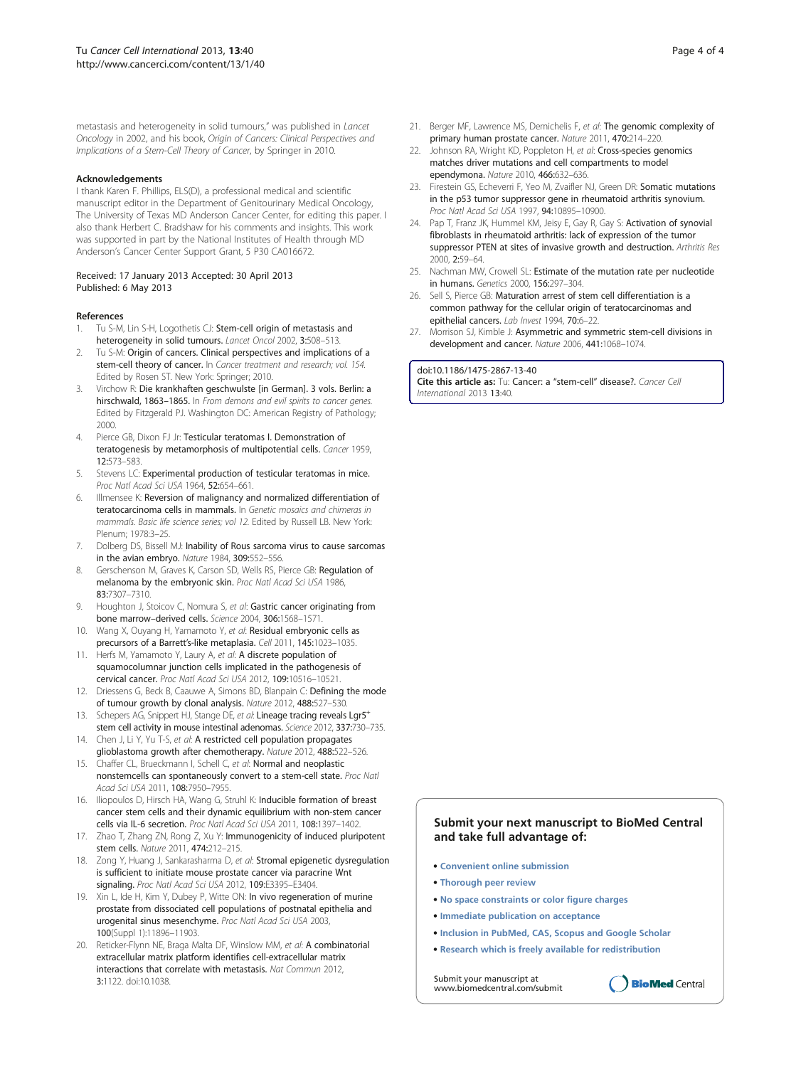metastasis and heterogeneity in solid tumours," was published in *Lancet Oncology* in 2002, and his book, *Origin of Cancers: Clinical Perspectives and Implications of a Stem-Cell Theory of Cancer*, by Springer in 2010.

#### Acknowledgements

I thank Karen F. Phillips, ELS(D), a professional medical and scientific manuscript editor in the Department of Genitourinary Medical Oncology, The University of Texas MD Anderson Cancer Center, for editing this paper. I also thank Herbert C. Bradshaw for his comments and insights. This work was supported in part by the National Institutes of Health through MD Anderson's Cancer Center Support Grant, 5 P30 CA016672.

Received: 17 January 2013 Accepted: 30 April 2013
Published: 6 May 2013

#### References

1. Tu S-M, Lin S-H, Logothetis CJ: **Stem-cell origin of metastasis and heterogeneity in solid tumours.** *Lancet Oncol* 2002, **3:**508–513.
2. Tu S-M: **Origin of cancers. Clinical perspectives and implications of a stem-cell theory of cancer.** In *Cancer treatment and research; vol. 154.* Edited by Rosen ST. New York: Springer; 2010.
3. Virchow R: **Die krankhaften geschwulste [in German]. 3 vols. Berlin: a hirschwald, 1863–1865.** In *From demons and evil spirits to cancer genes.* Edited by Fitzgerald PJ. Washington DC: American Registry of Pathology; 2000.
4. Pierce GB, Dixon FJ Jr: **Testicular teratomas I. Demonstration of teratogenesis by metamorphosis of multipotential cells.** *Cancer* 1959, **12:**573–583.
5. Stevens LC: **Experimental production of testicular teratomas in mice.** *Proc Natl Acad Sci USA* 1964, **52:**654–661.
6. Illmensee K: **Reversion of malignancy and normalized differentiation of teratocarcinoma cells in mammals.** In *Genetic mosaics and chimeras in mammals. Basic life science series; vol 12.* Edited by Russell LB. New York: Plenum; 1978:3–25.
7. Dolberg DS, Bissell MJ: **Inability of Rous sarcoma virus to cause sarcomas in the avian embryo.** *Nature* 1984, **309:**552–556.
8. Gerschenson M, Graves K, Carson SD, Wells RS, Pierce GB: **Regulation of melanoma by the embryonic skin.** *Proc Natl Acad Sci USA* 1986, **83:**7307–7310.
9. Houghton J, Stoicov C, Nomura S, *et al*: **Gastric cancer originating from bone marrow–derived cells.** *Science* 2004, **306:**1568–1571.
10. Wang X, Ouyang H, Yamamoto Y, *et al*: **Residual embryonic cells as precursors of a Barrett's-like metaplasia.** *Cell* 2011, **145:**1023–1035.
11. Herfs M, Yamamoto Y, Laury A, *et al*: **A discrete population of squamocolumnar junction cells implicated in the pathogenesis of cervical cancer.** *Proc Natl Acad Sci USA* 2012, **109:**10516–10521.
12. Driessens G, Beck B, Caauwe A, Simons BD, Blanpain C: **Defining the mode of tumour growth by clonal analysis.** *Nature* 2012, **488:**527–530.
13. Schepers AG, Snippert HJ, Stange DE, *et al*: **Lineage tracing reveals Lgr5$^+$ stem cell activity in mouse intestinal adenomas.** *Science* 2012, **337:**730–735.
14. Chen J, Li Y, Yu T-S, *et al*: **A restricted cell population propagates glioblastoma growth after chemotherapy.** *Nature* 2012, **488:**522–526.
15. Chaffer CL, Brueckmann I, Schell C, *et al*: **Normal and neoplastic nonstemcells can spontaneously convert to a stem-cell state.** *Proc Natl Acad Sci USA* 2011, **108:**7950–7955.
16. Iliopoulos D, Hirsch HA, Wang G, Struhl K: **Inducible formation of breast cancer stem cells and their dynamic equilibrium with non-stem cancer cells via IL-6 secretion.** *Proc Natl Acad Sci USA* 2011, **108:**1397–1402.
17. Zhao T, Zhang ZN, Rong Z, Xu Y: **Immunogenicity of induced pluripotent stem cells.** *Nature* 2011, **474:**212–215.
18. Zong Y, Huang J, Sankarasharma D, *et al*: **Stromal epigenetic dysregulation is sufficient to initiate mouse prostate cancer via paracrine Wnt signaling.** *Proc Natl Acad Sci USA* 2012, **109:**E3395–E3404.
19. Xin L, Ide H, Kim Y, Dubey P, Witte ON: **In vivo regeneration of murine prostate from dissociated cell populations of postnatal epithelia and urogenital sinus mesenchyme.** *Proc Natl Acad Sci USA* 2003, **100**(Suppl 1):11896–11903.
20. Reticker-Flynn NE, Braga Malta DF, Winslow MM, *et al*: **A combinatorial extracellular matrix platform identifies cell-extracellular matrix interactions that correlate with metastasis.** *Nat Commun* 2012, **3:**1122. doi:10.1038.
21. Berger MF, Lawrence MS, Demichelis F, *et al*: **The genomic complexity of primary human prostate cancer.** *Nature* 2011, **470:**214–220.
22. Johnson RA, Wright KD, Poppleton H, *et al*: **Cross-species genomics matches driver mutations and cell compartments to model ependymona.** *Nature* 2010, **466:**632–636.
23. Firestein GS, Echeverri F, Yeo M, Zvaifler NJ, Green DR: **Somatic mutations in the p53 tumor suppressor gene in rheumatoid arthritis synovium.** *Proc Natl Acad Sci USA* 1997, **94:**10895–10900.
24. Pap T, Franz JK, Hummel KM, Jeisy E, Gay R, Gay S: **Activation of synovial fibroblasts in rheumatoid arthritis: lack of expression of the tumor suppressor PTEN at sites of invasive growth and destruction.** *Arthritis Res* 2000, **2:**59–64.
25. Nachman MW, Crowell SL: **Estimate of the mutation rate per nucleotide in humans.** *Genetics* 2000, **156:**297–304.
26. Sell S, Pierce GB: **Maturation arrest of stem cell differentiation is a common pathway for the cellular origin of teratocarcinomas and epithelial cancers.** *Lab Invest* 1994, **70:**6–22.
27. Morrison SJ, Kimble J: **Asymmetric and symmetric stem-cell divisions in development and cancer.** *Nature* 2006, **441:**1068–1074.

doi:10.1186/1475-2867-13-40
**Cite this article as:** Tu: Cancer: a "stem-cell" disease?. *Cancer Cell International* 2013 **13**:40.

**Submit your next manuscript to BioMed Central and take full advantage of:**

- **Convenient online submission**
- **Thorough peer review**
- **No space constraints or color figure charges**
- **Immediate publication on acceptance**
- **Inclusion in PubMed, CAS, Scopus and Google Scholar**
- **Research which is freely available for redistribution**

Submit your manuscript at
www.biomedcentral.com/submit

BioMed Central